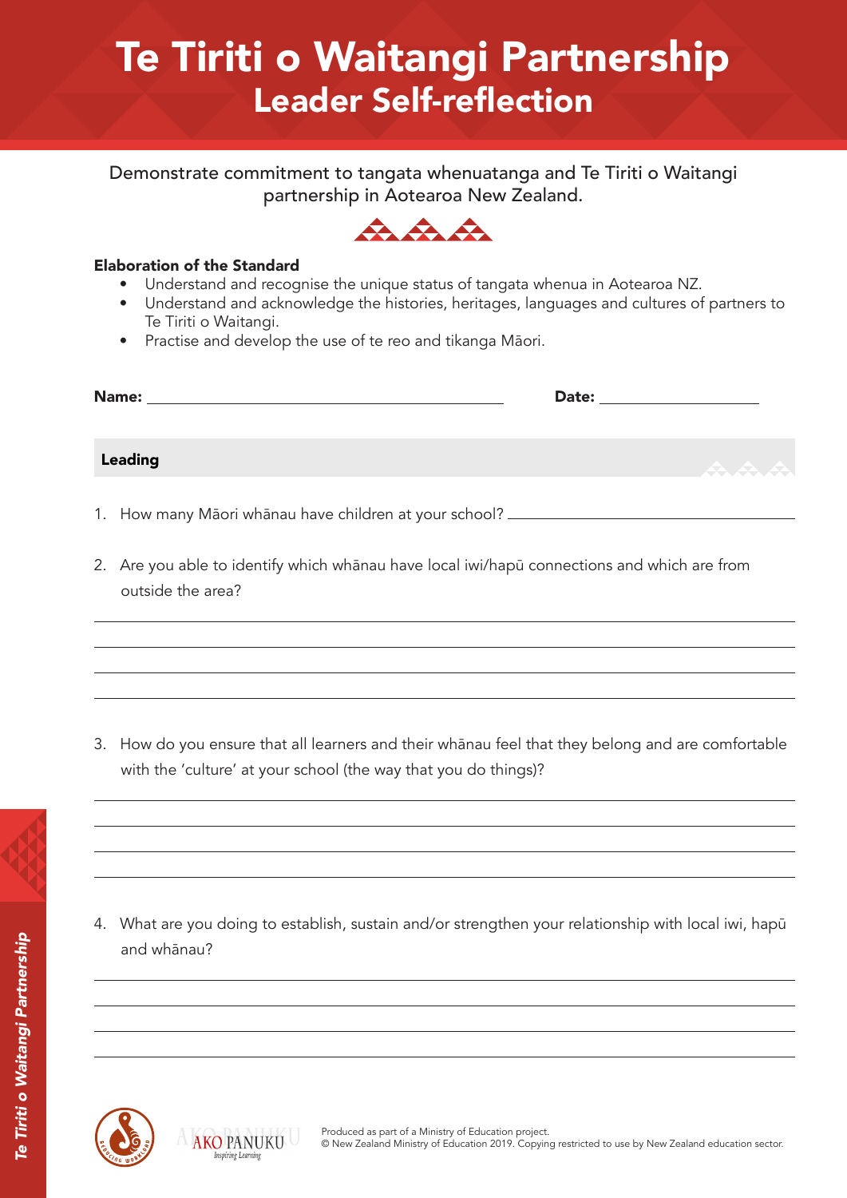# Te Tiriti o Waitangi Partnership
## Leader Self-reflection

Demonstrate commitment to tangata whenuatanga and Te Tiriti o Waitangi partnership in Aotearoa New Zealand.

**Elaboration of the Standard**

- Understand and recognise the unique status of tangata whenua in Aotearoa NZ.
- Understand and acknowledge the histories, heritages, languages and cultures of partners to Te Tiriti o Waitangi.
- Practise and develop the use of te reo and tikanga Māori.

**Name:** ______________________________ **Date:** ____________________

### Leading

1. How many Māori whānau have children at your school? ______________________________

2. Are you able to identify which whānau have local iwi/hapū connections and which are from outside the area?

______________________________________________________________________

______________________________________________________________________

______________________________________________________________________

______________________________________________________________________

3. How do you ensure that all learners and their whānau feel that they belong and are comfortable with the 'culture' at your school (the way that you do things)?

______________________________________________________________________

______________________________________________________________________

______________________________________________________________________

______________________________________________________________________

4. What are you doing to establish, sustain and/or strengthen your relationship with local iwi, hapū and whānau?

______________________________________________________________________

______________________________________________________________________

______________________________________________________________________

______________________________________________________________________

Produced as part of a Ministry of Education project.
© New Zealand Ministry of Education 2019. Copying restricted to use by New Zealand education sector.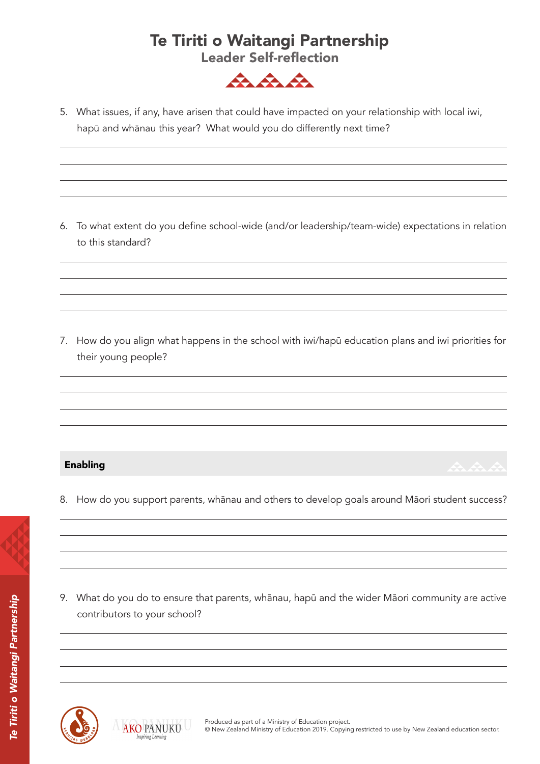# Te Tiriti o Waitangi Partnership
## Leader Self-reflection

5. What issues, if any, have arisen that could have impacted on your relationship with local iwi, hapū and whānau this year? What would you do differently next time?

6. To what extent do you define school-wide (and/or leadership/team-wide) expectations in relation to this standard?

7. How do you align what happens in the school with iwi/hapū education plans and iwi priorities for their young people?

### Enabling

8. How do you support parents, whānau and others to develop goals around Māori student success?

9. What do you do to ensure that parents, whānau, hapū and the wider Māori community are active contributors to your school?

Produced as part of a Ministry of Education project.
© New Zealand Ministry of Education 2019. Copying restricted to use by New Zealand education sector.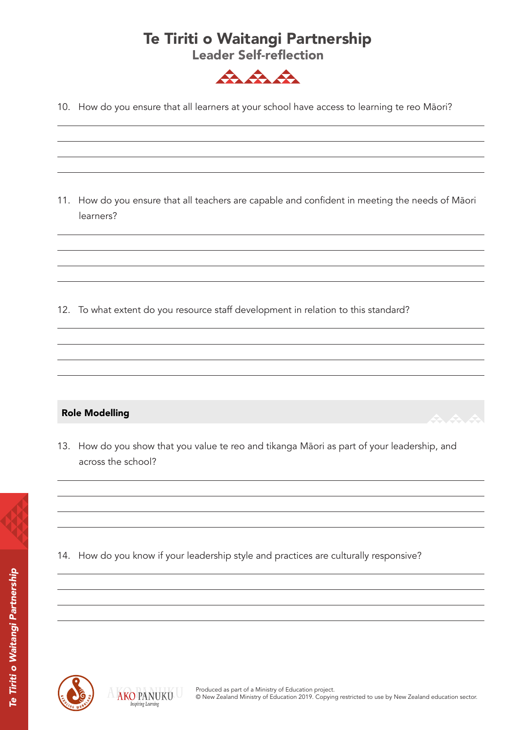# Te Tiriti o Waitangi Partnership

## Leader Self-reflection

10. How do you ensure that all learners at your school have access to learning te reo Māori?

11. How do you ensure that all teachers are capable and confident in meeting the needs of Māori learners?

12. To what extent do you resource staff development in relation to this standard?

**Role Modelling**

13. How do you show that you value te reo and tikanga Māori as part of your leadership, and across the school?

14. How do you know if your leadership style and practices are culturally responsive?

Produced as part of a Ministry of Education project.
© New Zealand Ministry of Education 2019. Copying restricted to use by New Zealand education sector.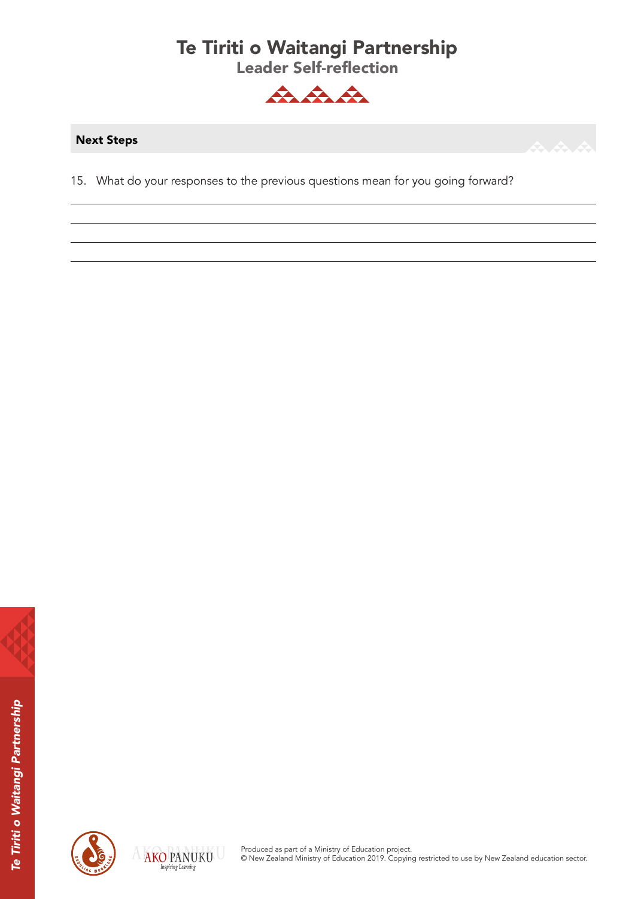# Te Tiriti o Waitangi Partnership

## Leader Self-reflection

### Next Steps

15. What do your responses to the previous questions mean for you going forward?

Produced as part of a Ministry of Education project.
© New Zealand Ministry of Education 2019. Copying restricted to use by New Zealand education sector.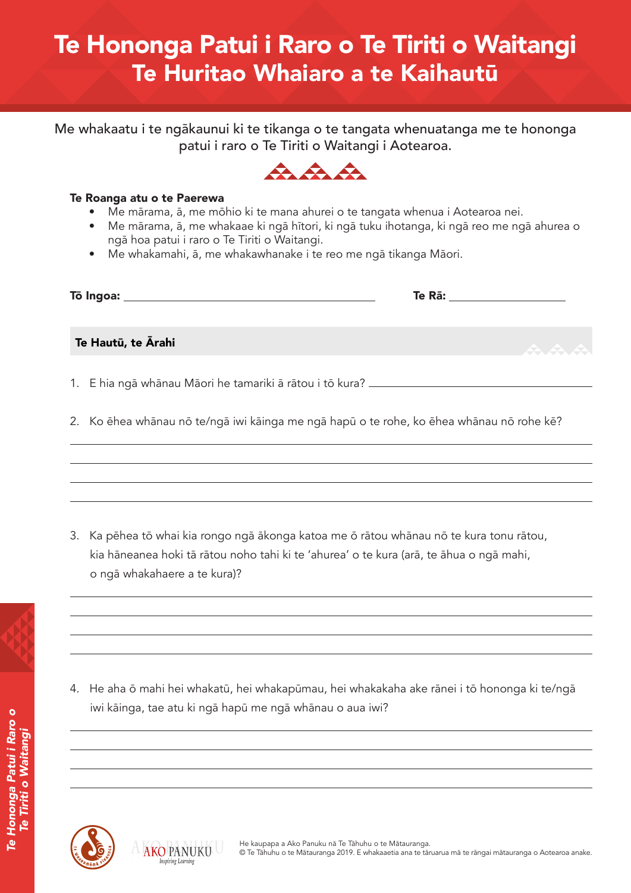# Te Hononga Patui i Raro o Te Tiriti o Waitangi
## Te Huritao Whaiaro a te Kaihautū

Me whakaatu i te ngākaunui ki te tikanga o te tangata whenuatanga me te hononga patui i raro o Te Tiriti o Waitangi i Aotearoa.

**Te Roanga atu o te Paerewa**

- Me mārama, ā, me mōhio ki te mana ahurei o te tangata whenua i Aotearoa nei.
- Me mārama, ā, me whakaae ki ngā hītori, ki ngā tuku ihotanga, ki ngā reo me ngā ahurea o ngā hoa patui i raro o Te Tiriti o Waitangi.
- Me whakamahi, ā, me whakawhanake i te reo me ngā tikanga Māori.

**Tō Ingoa:** ____________________ **Te Rā:** ____________

### Te Hautū, te Ārahi

1. E hia ngā whānau Māori he tamariki ā rātou i tō kura? ____________________

2. Ko ēhea whānau nō te/ngā iwi kāinga me ngā hapū o te rohe, ko ēhea whānau nō rohe kē?

3. Ka pēhea tō whai kia rongo ngā ākonga katoa me ō rātou whānau nō te kura tonu rātou, kia hāneanea hoki tā rātou noho tahi ki te 'ahurea' o te kura (arā, te āhua o ngā mahi, o ngā whakahaere a te kura)?

4. He aha ō mahi hei whakatū, hei whakapūmau, hei whakakaha ake rānei i tō hononga ki te/ngā iwi kāinga, tae atu ki ngā hapū me ngā whānau o aua iwi?

He kaupapa a Ako Panuku nā Te Tāhuhu o te Mātauranga.
© Te Tāhuhu o te Mātauranga 2019. E whakaaetia ana te tāruarua mā te rāngai mātauranga o Aotearoa anake.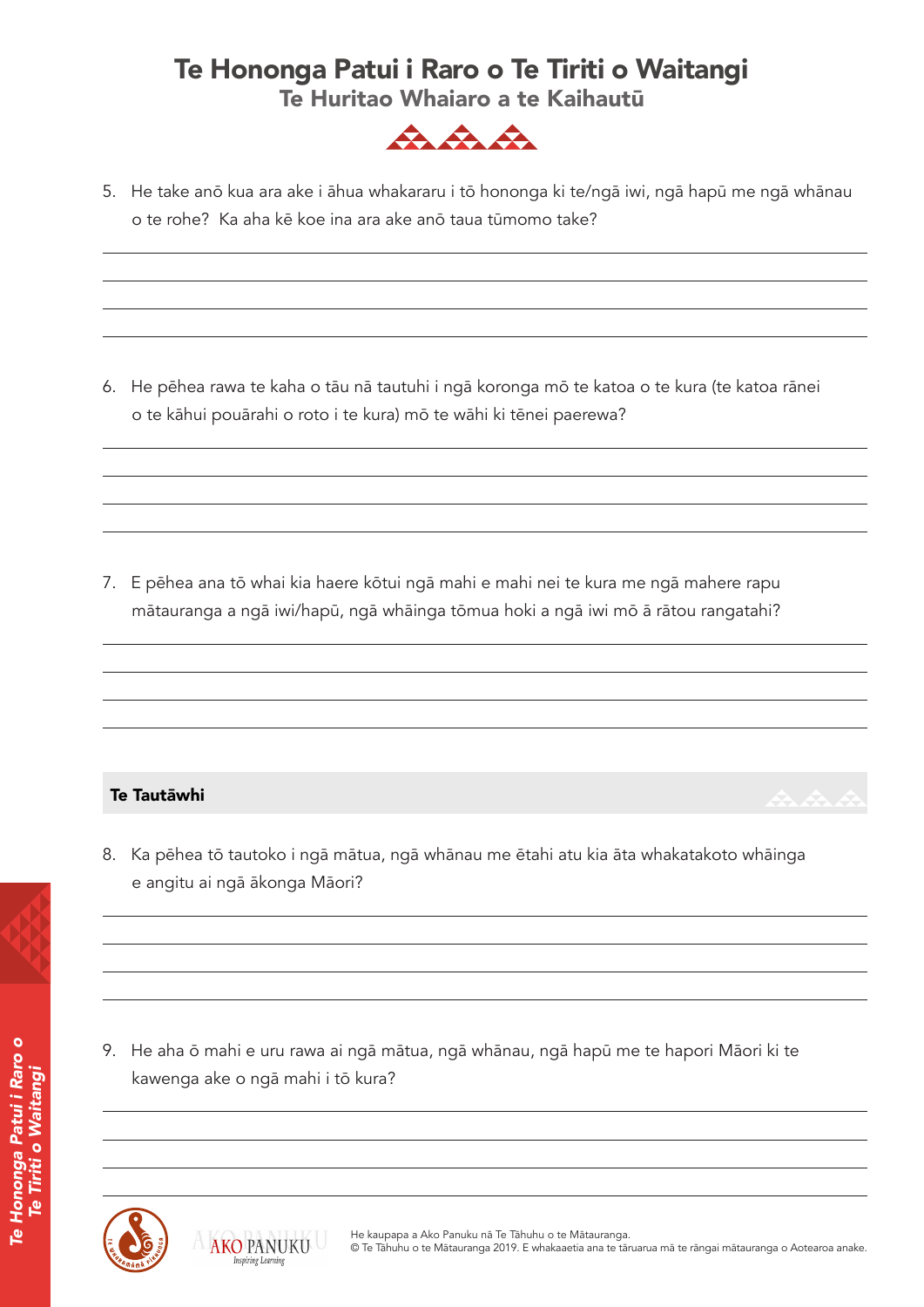# Te Hononga Patui i Raro o Te Tiriti o Waitangi

## Te Huritao Whaiaro a te Kaihautū

5. He take anō kua ara ake i āhua whakararu i tō hononga ki te/ngā iwi, ngā hapū me ngā whānau o te rohe? Ka aha kē koe ina ara ake anō taua tūmomo take?

6. He pēhea rawa te kaha o tāu nā tautuhi i ngā koronga mō te katoa o te kura (te katoa rānei o te kāhui pouārahi o roto i te kura) mō te wāhi ki tēnei paerewa?

7. E pēhea ana tō whai kia haere kōtui ngā mahi e mahi nei te kura me ngā mahere rapu mātauranga a ngā iwi/hapū, ngā whāinga tōmua hoki a ngā iwi mō ā rātou rangatahi?

### Te Tautāwhi

8. Ka pēhea tō tautoko i ngā mātua, ngā whānau me ētahi atu kia āta whakatakoto whāinga e angitu ai ngā ākonga Māori?

9. He aha ō mahi e uru rawa ai ngā mātua, ngā whānau, ngā hapū me te hapori Māori ki te kawenga ake o ngā mahi i tō kura?

He kaupapa a Ako Panuku nā Te Tāhuhu o te Mātauranga.
© Te Tāhuhu o te Mātauranga 2019. E whakaaetia ana te tāruarua mā te rāngai mātauranga o Aotearoa anake.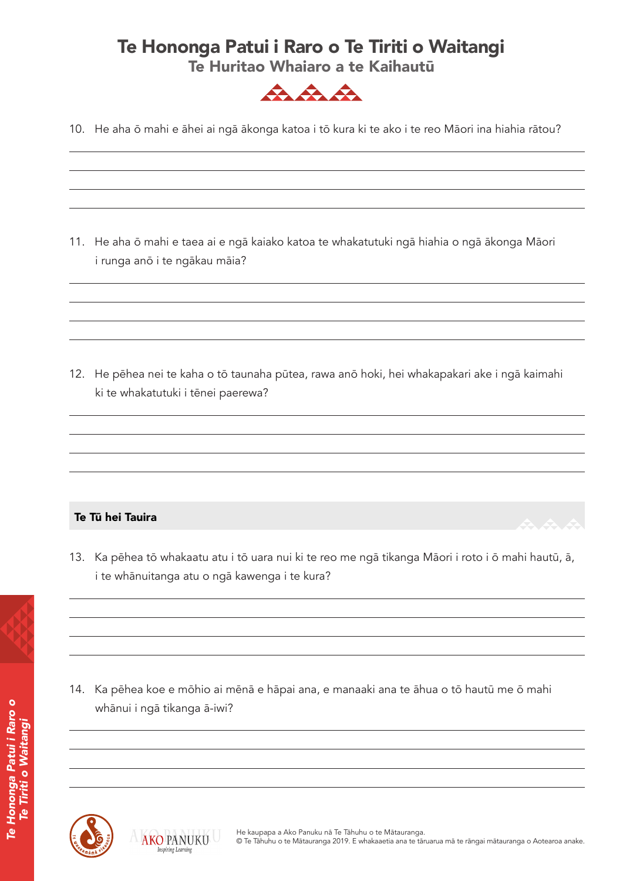# Te Hononga Patui i Raro o Te Tiriti o Waitangi
## Te Huritao Whaiaro a te Kaihautū

10. He aha ō mahi e āhei ai ngā ākonga katoa i tō kura ki te ako i te reo Māori ina hiahia rātou?

11. He aha ō mahi e taea ai e ngā kaiako katoa te whakatutuki ngā hiahia o ngā ākonga Māori i runga anō i te ngākau māia?

12. He pēhea nei te kaha o tō taunaha pūtea, rawa anō hoki, hei whakapakari ake i ngā kaimahi ki te whakatutuki i tēnei paerewa?

### Te Tū hei Tauira

13. Ka pēhea tō whakaatu atu i tō uara nui ki te reo me ngā tikanga Māori i roto i ō mahi hautū, ā, i te whānuitanga atu o ngā kawenga i te kura?

14. Ka pēhea koe e mōhio ai mēnā e hāpai ana, e manaaki ana te āhua o tō hautū me ō mahi whānui i ngā tikanga ā-iwi?

He kaupapa a Ako Panuku nā Te Tāhuhu o te Mātauranga.
© Te Tāhuhu o te Mātauranga 2019. E whakaaetia ana te tāruarua mā te rāngai mātauranga o Aotearoa anake.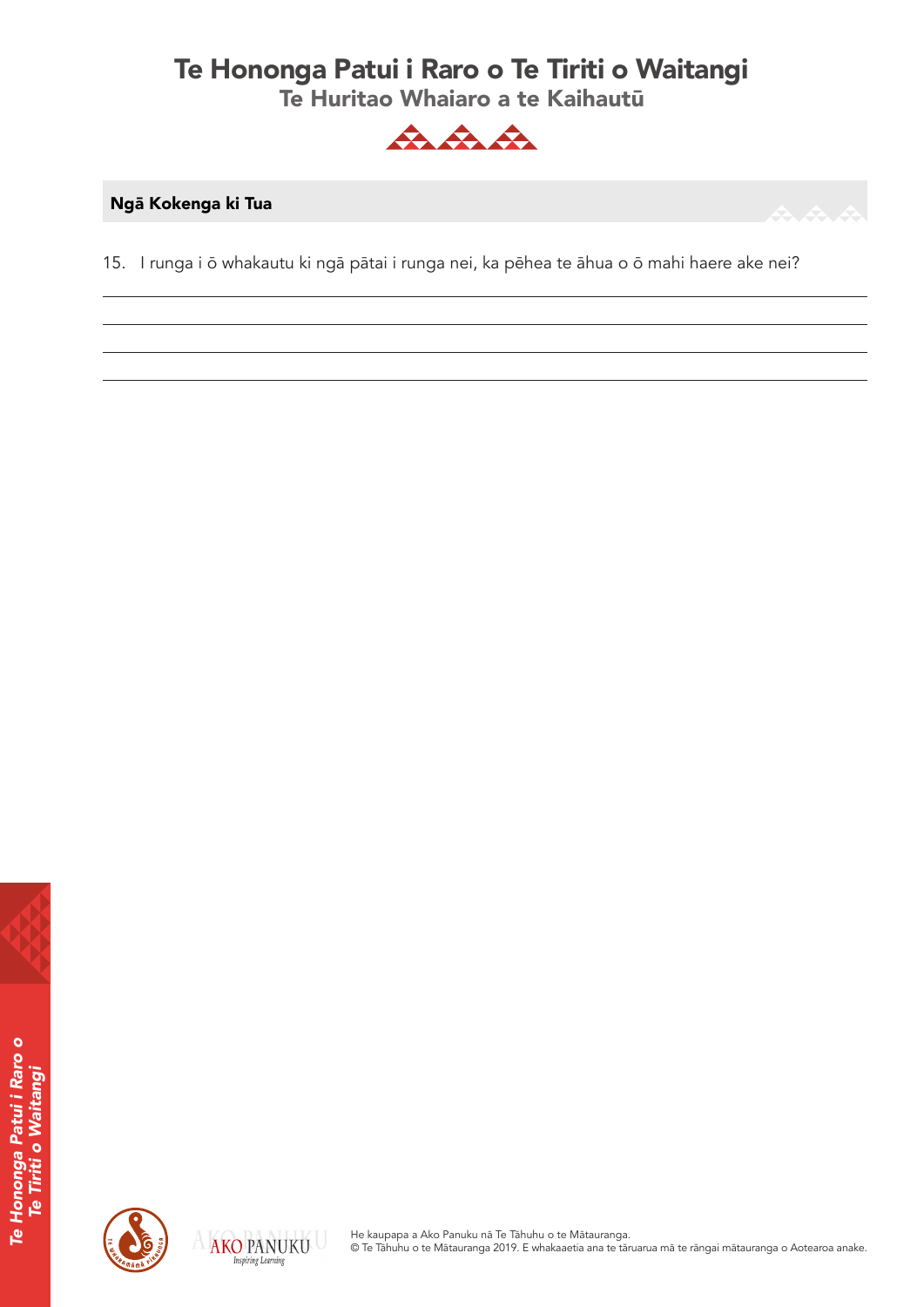# Te Hononga Patui i Raro o Te Tiriti o Waitangi

## Te Huritao Whaiaro a te Kaihautū

### Ngā Kokenga ki Tua

15. I runga i ō whakautu ki ngā pātai i runga nei, ka pēhea te āhua o ō mahi haere ake nei?

He kaupapa a Ako Panuku nā Te Tāhuhu o te Mātauranga.
© Te Tāhuhu o te Mātauranga 2019. E whakaaetia ana te tāruarua mā te rāngai mātauranga o Aotearoa anake.